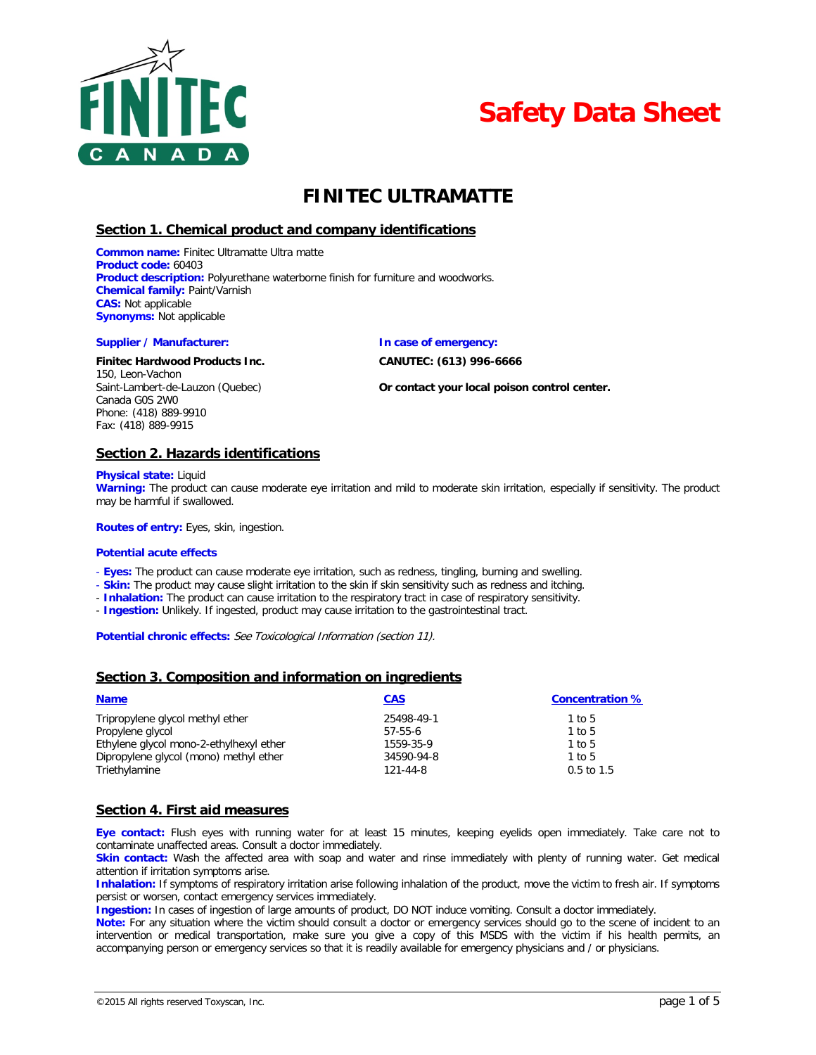# Safety Data Sheet

# FINITEC ULTRAMATTE

## Section 1. Chemical product and company identifications

**Common name:** Finitec Ultramatte Ultra matte
**Product code:** 60403
**Product description:** Polyurethane waterborne finish for furniture and woodworks.
**Chemical family:** Paint/Varnish
**CAS:** Not applicable
**Synonyms:** Not applicable

**Supplier / Manufacturer:**

**Finitec Hardwood Products Inc.**
150, Leon-Vachon
Saint-Lambert-de-Lauzon (Quebec)
Canada G0S 2W0
Phone: (418) 889-9910
Fax: (418) 889-9915

**In case of emergency:**

**CANUTEC: (613) 996-6666**

**Or contact your local poison control center.**

## Section 2. Hazards identifications

**Physical state:** Liquid
**Warning:** The product can cause moderate eye irritation and mild to moderate skin irritation, especially if sensitivity. The product may be harmful if swallowed.

**Routes of entry:** Eyes, skin, ingestion.

**Potential acute effects**

- **Eyes:** The product can cause moderate eye irritation, such as redness, tingling, burning and swelling.
- **Skin:** The product may cause slight irritation to the skin if skin sensitivity such as redness and itching.
- **Inhalation:** The product can cause irritation to the respiratory tract in case of respiratory sensitivity.
- **Ingestion:** Unlikely. If ingested, product may cause irritation to the gastrointestinal tract.

**Potential chronic effects:** *See Toxicological Information (section 11).*

## Section 3. Composition and information on ingredients

| Name | CAS | Concentration % |
| --- | --- | --- |
| Tripropylene glycol methyl ether | 25498-49-1 | 1 to 5 |
| Propylene glycol | 57-55-6 | 1 to 5 |
| Ethylene glycol mono-2-ethylhexyl ether | 1559-35-9 | 1 to 5 |
| Dipropylene glycol (mono) methyl ether | 34590-94-8 | 1 to 5 |
| Triethylamine | 121-44-8 | 0.5 to 1.5 |

## Section 4. First aid measures

**Eye contact:** Flush eyes with running water for at least 15 minutes, keeping eyelids open immediately. Take care not to contaminate unaffected areas. Consult a doctor immediately.
**Skin contact:** Wash the affected area with soap and water and rinse immediately with plenty of running water. Get medical attention if irritation symptoms arise.
**Inhalation:** If symptoms of respiratory irritation arise following inhalation of the product, move the victim to fresh air. If symptoms persist or worsen, contact emergency services immediately.
**Ingestion:** In cases of ingestion of large amounts of product, DO NOT induce vomiting. Consult a doctor immediately.
**Note:** For any situation where the victim should consult a doctor or emergency services should go to the scene of incident to an intervention or medical transportation, make sure you give a copy of this MSDS with the victim if his health permits, an accompanying person or emergency services so that it is readily available for emergency physicians and / or physicians.

©2015 All rights reserved Toxyscan, Inc.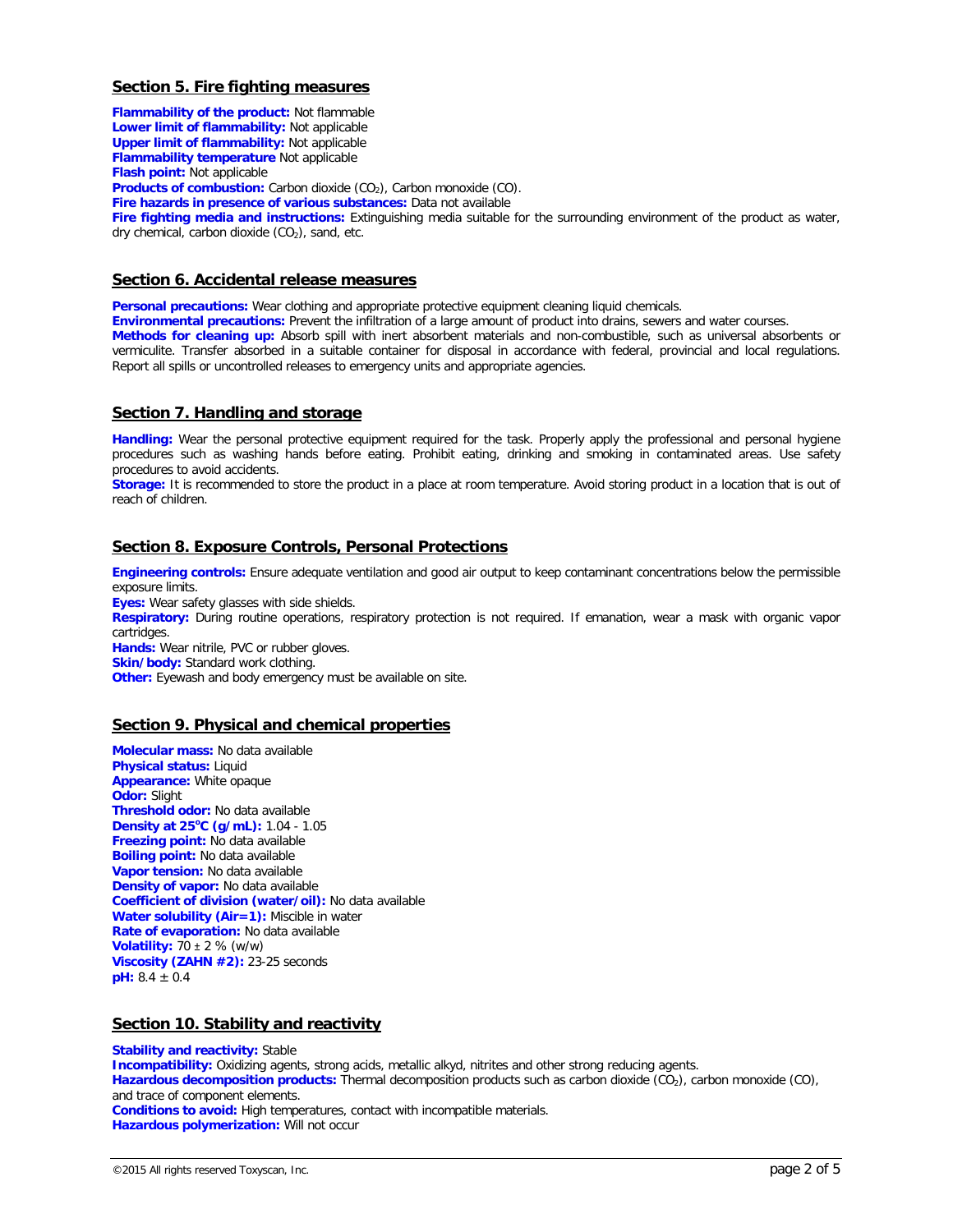## Section 5. Fire fighting measures

**Flammability of the product:** Not flammable
**Lower limit of flammability:** Not applicable
**Upper limit of flammability:** Not applicable
**Flammability temperature** Not applicable
**Flash point:** Not applicable
**Products of combustion:** Carbon dioxide ($CO_2$), Carbon monoxide (CO).
**Fire hazards in presence of various substances:** Data not available
**Fire fighting media and instructions:** Extinguishing media suitable for the surrounding environment of the product as water, dry chemical, carbon dioxide ($CO_2$), sand, etc.

## Section 6. Accidental release measures

**Personal precautions:** Wear clothing and appropriate protective equipment cleaning liquid chemicals.
**Environmental precautions:** Prevent the infiltration of a large amount of product into drains, sewers and water courses.
**Methods for cleaning up:** Absorb spill with inert absorbent materials and non-combustible, such as universal absorbents or vermiculite. Transfer absorbed in a suitable container for disposal in accordance with federal, provincial and local regulations. Report all spills or uncontrolled releases to emergency units and appropriate agencies.

## Section 7. Handling and storage

**Handling:** Wear the personal protective equipment required for the task. Properly apply the professional and personal hygiene procedures such as washing hands before eating. Prohibit eating, drinking and smoking in contaminated areas. Use safety procedures to avoid accidents.
**Storage:** It is recommended to store the product in a place at room temperature. Avoid storing product in a location that is out of reach of children.

## Section 8. Exposure Controls, Personal Protections

**Engineering controls:** Ensure adequate ventilation and good air output to keep contaminant concentrations below the permissible exposure limits.
**Eyes:** Wear safety glasses with side shields.
**Respiratory:** During routine operations, respiratory protection is not required. If emanation, wear a mask with organic vapor cartridges.
**Hands:** Wear nitrile, PVC or rubber gloves.
**Skin/body:** Standard work clothing.
**Other:** Eyewash and body emergency must be available on site.

## Section 9. Physical and chemical properties

**Molecular mass:** No data available
**Physical status:** Liquid
**Appearance:** White opaque
**Odor:** Slight
**Threshold odor:** No data available
**Density at 25°C (g/mL):** 1.04 - 1.05
**Freezing point:** No data available
**Boiling point:** No data available
**Vapor tension:** No data available
**Density of vapor:** No data available
**Coefficient of division (water/oil):** No data available
**Water solubility (Air=1):** Miscible in water
**Rate of evaporation:** No data available
**Volatility:** $70 \pm 2$ % (w/w)
**Viscosity (ZAHN #2):** 23-25 seconds
**pH:** $8.4 \pm 0.4$

## Section 10. Stability and reactivity

**Stability and reactivity:** Stable
**Incompatibility:** Oxidizing agents, strong acids, metallic alkyd, nitrites and other strong reducing agents.
**Hazardous decomposition products:** Thermal decomposition products such as carbon dioxide ($CO_2$), carbon monoxide (CO), and trace of component elements.
**Conditions to avoid:** High temperatures, contact with incompatible materials.
**Hazardous polymerization:** Will not occur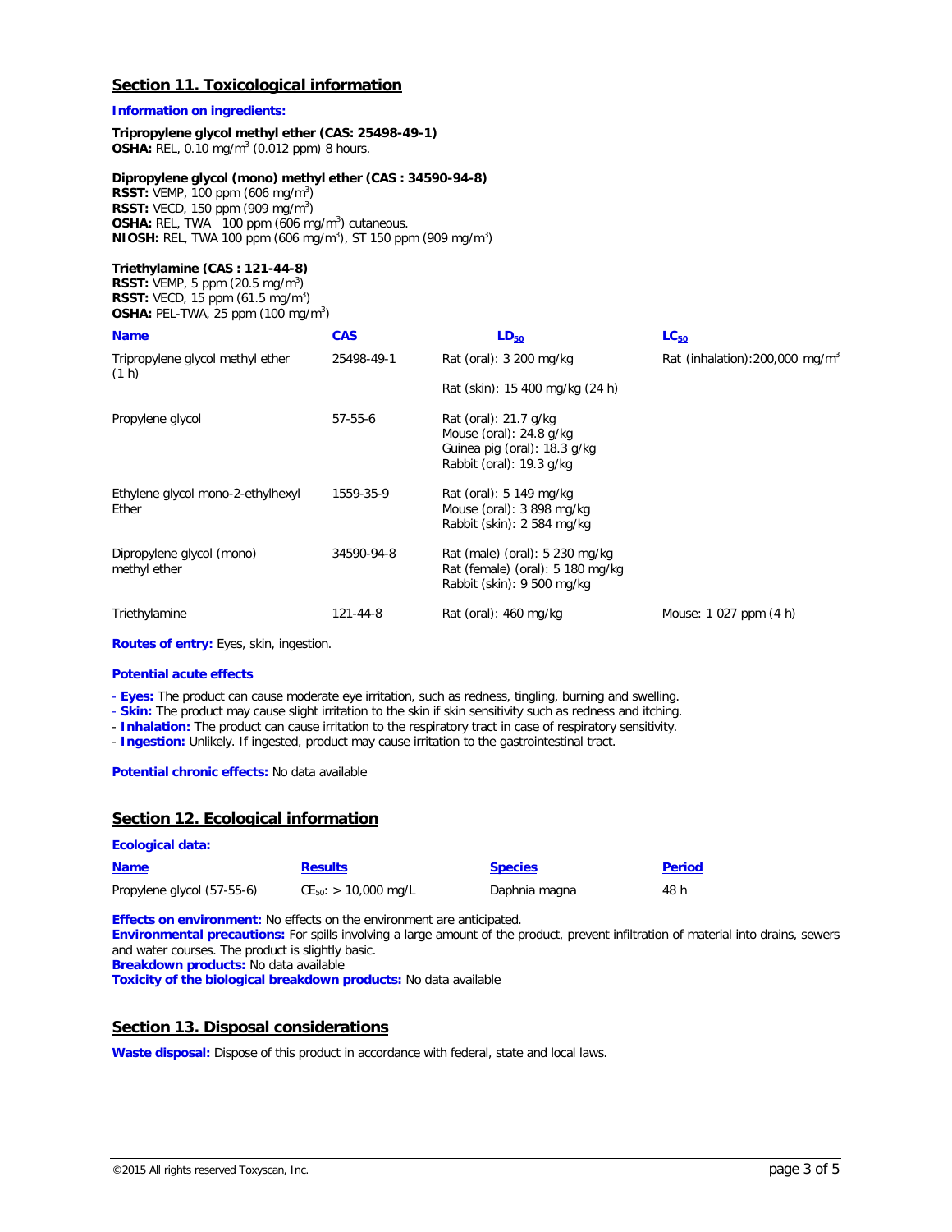## Section 11. Toxicological information

**Information on ingredients:**

**Tripropylene glycol methyl ether (CAS: 25498-49-1)**
**OSHA:** REL, 0.10 mg/m$^3$ (0.012 ppm) 8 hours.

**Dipropylene glycol (mono) methyl ether (CAS : 34590-94-8)**
**RSST:** VEMP, 100 ppm (606 mg/m$^3$)
**RSST:** VECD, 150 ppm (909 mg/m$^3$)
**OSHA:** REL, TWA 100 ppm (606 mg/m$^3$) cutaneous.
**NIOSH:** REL, TWA 100 ppm (606 mg/m$^3$), ST 150 ppm (909 mg/m$^3$)

**Triethylamine (CAS : 121-44-8)**
**RSST:** VEMP, 5 ppm (20.5 mg/m$^3$)
**RSST:** VECD, 15 ppm (61.5 mg/m$^3$)
**OSHA:** PEL-TWA, 25 ppm (100 mg/m$^3$)

| Name | CAS | $LD_{50}$ | $LC_{50}$ |
|---|---|---|---|
| Tripropylene glycol methyl ether | 25498-49-1 | Rat (oral): 3 200 mg/kg<br>Rat (skin): 15 400 mg/kg (24 h) | Rat (inhalation):200,000 mg/m$^3$ (1 h) |
| Propylene glycol | 57-55-6 | Rat (oral): 21.7 g/kg<br>Mouse (oral): 24.8 g/kg<br>Guinea pig (oral): 18.3 g/kg<br>Rabbit (oral): 19.3 g/kg | |
| Ethylene glycol mono-2-ethylhexyl Ether | 1559-35-9 | Rat (oral): 5 149 mg/kg<br>Mouse (oral): 3 898 mg/kg<br>Rabbit (skin): 2 584 mg/kg | |
| Dipropylene glycol (mono) methyl ether | 34590-94-8 | Rat (male) (oral): 5 230 mg/kg<br>Rat (female) (oral): 5 180 mg/kg<br>Rabbit (skin): 9 500 mg/kg | |
| Triethylamine | 121-44-8 | Rat (oral): 460 mg/kg | Mouse: 1 027 ppm (4 h) |

**Routes of entry:** Eyes, skin, ingestion.

**Potential acute effects**

- **Eyes:** The product can cause moderate eye irritation, such as redness, tingling, burning and swelling.
- **Skin:** The product may cause slight irritation to the skin if skin sensitivity such as redness and itching.
- **Inhalation:** The product can cause irritation to the respiratory tract in case of respiratory sensitivity.
- **Ingestion:** Unlikely. If ingested, product may cause irritation to the gastrointestinal tract.

**Potential chronic effects:** No data available

## Section 12. Ecological information

**Ecological data:**

| Name | Results | Species | Period |
|---|---|---|---|
| Propylene glycol (57-55-6) | $CE_{50}$: > 10,000 mg/L | Daphnia magna | 48 h |

**Effects on environment:** No effects on the environment are anticipated.
**Environmental precautions:** For spills involving a large amount of the product, prevent infiltration of material into drains, sewers and water courses. The product is slightly basic.
**Breakdown products:** No data available
**Toxicity of the biological breakdown products:** No data available

## Section 13. Disposal considerations

**Waste disposal:** Dispose of this product in accordance with federal, state and local laws.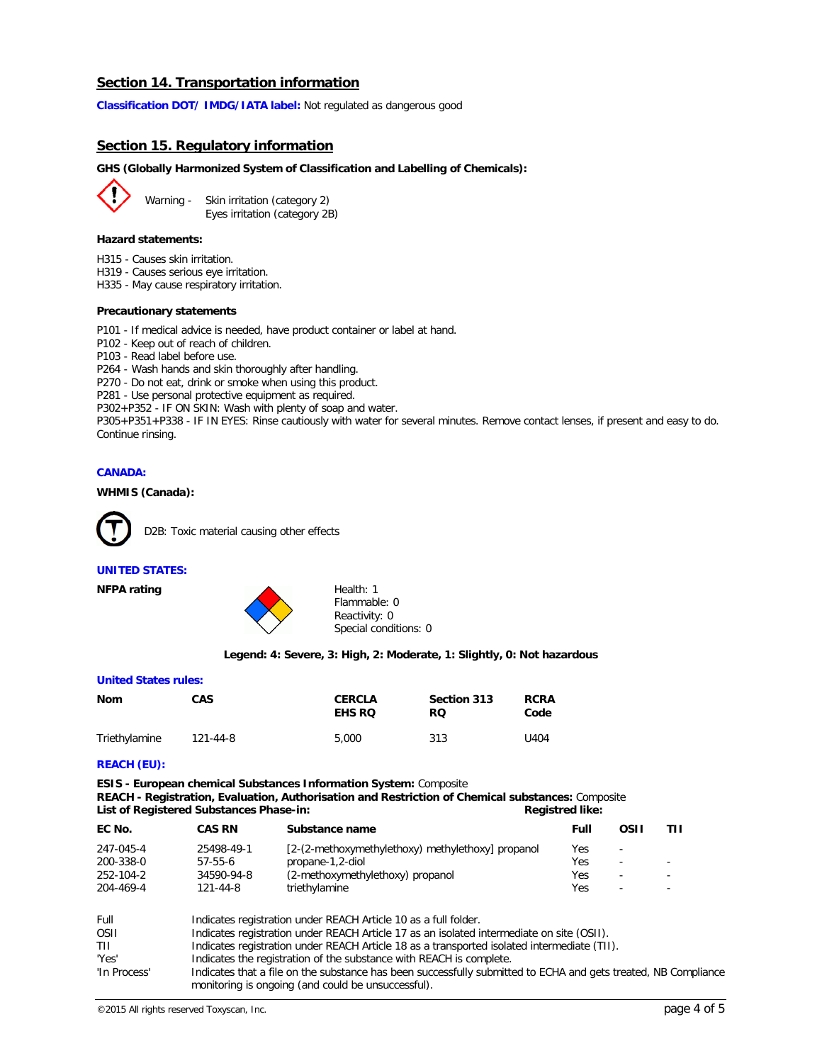## Section 14. Transportation information

**Classification DOT/ IMDG/IATA label:** Not regulated as dangerous good

## Section 15. Regulatory information

**GHS (Globally Harmonized System of Classification and Labelling of Chemicals):**

Warning - Skin irritation (category 2)
Eyes irritation (category 2B)

**Hazard statements:**

H315 - Causes skin irritation.
H319 - Causes serious eye irritation.
H335 - May cause respiratory irritation.

**Precautionary statements**

P101 - If medical advice is needed, have product container or label at hand.
P102 - Keep out of reach of children.
P103 - Read label before use.
P264 - Wash hands and skin thoroughly after handling.
P270 - Do not eat, drink or smoke when using this product.
P281 - Use personal protective equipment as required.
P302+P352 - IF ON SKIN: Wash with plenty of soap and water.
P305+P351+P338 - IF IN EYES: Rinse cautiously with water for several minutes. Remove contact lenses, if present and easy to do. Continue rinsing.

**CANADA:**

**WHMIS (Canada):**

D2B: Toxic material causing other effects

**UNITED STATES:**

**NFPA rating**

Health: 1
Flammable: 0
Reactivity: 0
Special conditions: 0

**Legend: 4: Severe, 3: High, 2: Moderate, 1: Slightly, 0: Not hazardous**

**United States rules:**

| Nom | CAS | CERCLA EHS RQ | Section 313 RQ | RCRA Code |
|---|---|---|---|---|
| Triethylamine | 121-44-8 | 5,000 | 313 | U404 |

**REACH (EU):**

**ESIS - European chemical Substances Information System:** Composite
**REACH - Registration, Evaluation, Authorisation and Restriction of Chemical substances:** Composite
**List of Registered Substances Phase-in:** **Registred like:**

| EC No. | CAS RN | Substance name | Full | OSII | TII |
|---|---|---|---|---|---|
| 247-045-4 | 25498-49-1 | [2-(2-methoxymethylethoxy) methylethoxy] propanol | Yes | - | |
| 200-338-0 | 57-55-6 | propane-1,2-diol | Yes | - | - |
| 252-104-2 | 34590-94-8 | (2-methoxymethylethoxy) propanol | Yes | - | - |
| 204-469-4 | 121-44-8 | triethylamine | Yes | - | - |

| | |
|---|---|
| Full | Indicates registration under REACH Article 10 as a full folder. |
| OSII | Indicates registration under REACH Article 17 as an isolated intermediate on site (OSII). |
| TII | Indicates registration under REACH Article 18 as a transported isolated intermediate (TII). |
| 'Yes' | Indicates the registration of the substance with REACH is complete. |
| 'In Process' | Indicates that a file on the substance has been successfully submitted to ECHA and gets treated, NB Compliance monitoring is ongoing (and could be unsuccessful). |

©2015 All rights reserved Toxyscan, Inc.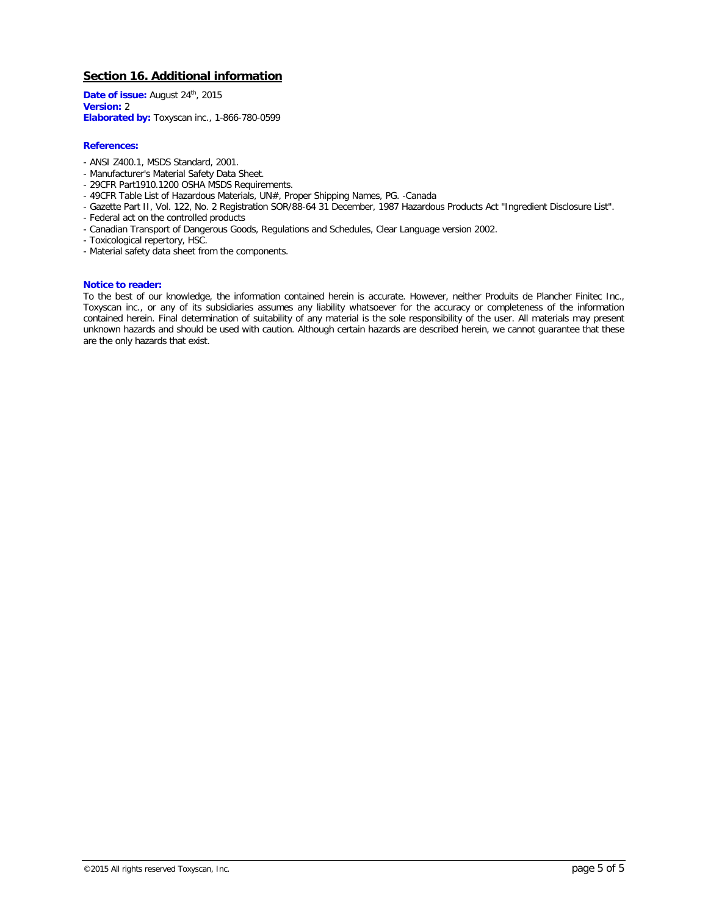## Section 16. Additional information

**Date of issue:** August 24th, 2015
**Version:** 2
**Elaborated by:** Toxyscan inc., 1-866-780-0599

**References:**

- ANSI Z400.1, MSDS Standard, 2001.
- Manufacturer's Material Safety Data Sheet.
- 29CFR Part1910.1200 OSHA MSDS Requirements.
- 49CFR Table List of Hazardous Materials, UN#, Proper Shipping Names, PG. -Canada
- Gazette Part II, Vol. 122, No. 2 Registration SOR/88-64 31 December, 1987 Hazardous Products Act "Ingredient Disclosure List".
- Federal act on the controlled products
- Canadian Transport of Dangerous Goods, Regulations and Schedules, Clear Language version 2002.
- Toxicological repertory, HSC.
- Material safety data sheet from the components.

**Notice to reader:**

To the best of our knowledge, the information contained herein is accurate. However, neither Produits de Plancher Finitec Inc., Toxyscan inc., or any of its subsidiaries assumes any liability whatsoever for the accuracy or completeness of the information contained herein. Final determination of suitability of any material is the sole responsibility of the user. All materials may present unknown hazards and should be used with caution. Although certain hazards are described herein, we cannot guarantee that these are the only hazards that exist.

©2015 All rights reserved Toxyscan, Inc.